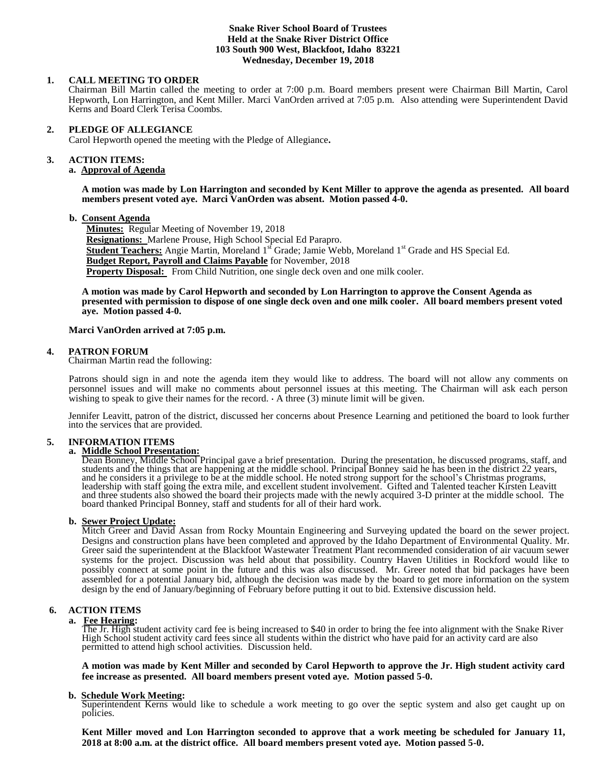**Snake River School Board of Trustees**
**Held at the Snake River District Office**
**103 South 900 West, Blackfoot, Idaho 83221**
**Wednesday, December 19, 2018**

## 1. CALL MEETING TO ORDER

Chairman Bill Martin called the meeting to order at 7:00 p.m. Board members present were Chairman Bill Martin, Carol Hepworth, Lon Harrington, and Kent Miller. Marci VanOrden arrived at 7:05 p.m. Also attending were Superintendent David Kerns and Board Clerk Terisa Coombs.

## 2. PLEDGE OF ALLEGIANCE

Carol Hepworth opened the meeting with the Pledge of Allegiance**.**

## 3. ACTION ITEMS:

**a. Approval of Agenda**

**A motion was made by Lon Harrington and seconded by Kent Miller to approve the agenda as presented. All board members present voted aye. Marci VanOrden was absent. Motion passed 4-0.**

**b. Consent Agenda**

**Minutes:** Regular Meeting of November 19, 2018
**Resignations:** Marlene Prouse, High School Special Ed Parapro.
**Student Teachers:** Angie Martin, Moreland 1st Grade; Jamie Webb, Moreland 1st Grade and HS Special Ed.
**Budget Report, Payroll and Claims Payable** for November, 2018
**Property Disposal:** From Child Nutrition, one single deck oven and one milk cooler.

**A motion was made by Carol Hepworth and seconded by Lon Harrington to approve the Consent Agenda as presented with permission to dispose of one single deck oven and one milk cooler. All board members present voted aye. Motion passed 4-0.**

**Marci VanOrden arrived at 7:05 p.m.**

## 4. PATRON FORUM

Chairman Martin read the following:

Patrons should sign in and note the agenda item they would like to address. The board will not allow any comments on personnel issues and will make no comments about personnel issues at this meeting. The Chairman will ask each person wishing to speak to give their names for the record. · A three (3) minute limit will be given.

Jennifer Leavitt, patron of the district, discussed her concerns about Presence Learning and petitioned the board to look further into the services that are provided.

## 5. INFORMATION ITEMS

**a. Middle School Presentation:**

Dean Bonney, Middle School Principal gave a brief presentation. During the presentation, he discussed programs, staff, and students and the things that are happening at the middle school. Principal Bonney said he has been in the district 22 years, and he considers it a privilege to be at the middle school. He noted strong support for the school's Christmas programs, leadership with staff going the extra mile, and excellent student involvement. Gifted and Talented teacher Kirsten Leavitt and three students also showed the board their projects made with the newly acquired 3-D printer at the middle school. The board thanked Principal Bonney, staff and students for all of their hard work.

**b. Sewer Project Update:**

Mitch Greer and David Assan from Rocky Mountain Engineering and Surveying updated the board on the sewer project. Designs and construction plans have been completed and approved by the Idaho Department of Environmental Quality. Mr. Greer said the superintendent at the Blackfoot Wastewater Treatment Plant recommended consideration of air vacuum sewer systems for the project. Discussion was held about that possibility. Country Haven Utilities in Rockford would like to possibly connect at some point in the future and this was also discussed. Mr. Greer noted that bid packages have been assembled for a potential January bid, although the decision was made by the board to get more information on the system design by the end of January/beginning of February before putting it out to bid. Extensive discussion held.

## 6. ACTION ITEMS

**a. Fee Hearing:**

The Jr. High student activity card fee is being increased to $40 in order to bring the fee into alignment with the Snake River High School student activity card fees since all students within the district who have paid for an activity card are also permitted to attend high school activities. Discussion held.

**A motion was made by Kent Miller and seconded by Carol Hepworth to approve the Jr. High student activity card fee increase as presented. All board members present voted aye. Motion passed 5-0.**

**b. Schedule Work Meeting:**

Superintendent Kerns would like to schedule a work meeting to go over the septic system and also get caught up on policies.

**Kent Miller moved and Lon Harrington seconded to approve that a work meeting be scheduled for January 11, 2018 at 8:00 a.m. at the district office. All board members present voted aye. Motion passed 5-0.**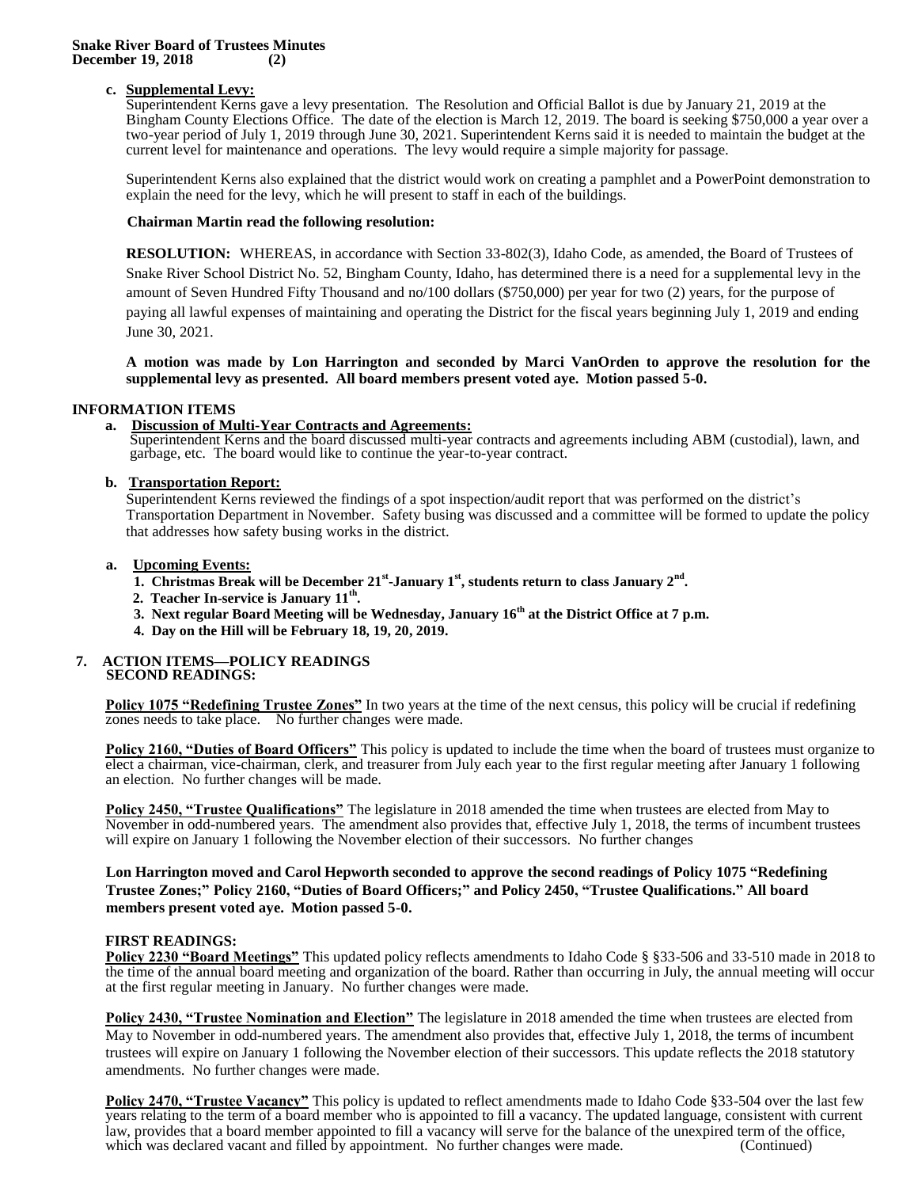**c. Supplemental Levy:**

Superintendent Kerns gave a levy presentation. The Resolution and Official Ballot is due by January 21, 2019 at the Bingham County Elections Office. The date of the election is March 12, 2019. The board is seeking \$750,000 a year over a two-year period of July 1, 2019 through June 30, 2021. Superintendent Kerns said it is needed to maintain the budget at the current level for maintenance and operations. The levy would require a simple majority for passage.

Superintendent Kerns also explained that the district would work on creating a pamphlet and a PowerPoint demonstration to explain the need for the levy, which he will present to staff in each of the buildings.

**Chairman Martin read the following resolution:**

**RESOLUTION:** WHEREAS, in accordance with Section 33-802(3), Idaho Code, as amended, the Board of Trustees of Snake River School District No. 52, Bingham County, Idaho, has determined there is a need for a supplemental levy in the amount of Seven Hundred Fifty Thousand and no/100 dollars (\$750,000) per year for two (2) years, for the purpose of paying all lawful expenses of maintaining and operating the District for the fiscal years beginning July 1, 2019 and ending June 30, 2021.

**A motion was made by Lon Harrington and seconded by Marci VanOrden to approve the resolution for the supplemental levy as presented. All board members present voted aye. Motion passed 5-0.**

**INFORMATION ITEMS**

**a. Discussion of Multi-Year Contracts and Agreements:**

Superintendent Kerns and the board discussed multi-year contracts and agreements including ABM (custodial), lawn, and garbage, etc. The board would like to continue the year-to-year contract.

**b. Transportation Report:**

Superintendent Kerns reviewed the findings of a spot inspection/audit report that was performed on the district's Transportation Department in November. Safety busing was discussed and a committee will be formed to update the policy that addresses how safety busing works in the district.

**a. Upcoming Events:**

1. **Christmas Break will be December 21st-January 1st, students return to class January 2nd.**
2. **Teacher In-service is January 11th.**
3. **Next regular Board Meeting will be Wednesday, January 16th at the District Office at 7 p.m.**
4. **Day on the Hill will be February 18, 19, 20, 2019.**

**7. ACTION ITEMS—POLICY READINGS**

**SECOND READINGS:**

**Policy 1075 "Redefining Trustee Zones"** In two years at the time of the next census, this policy will be crucial if redefining zones needs to take place. No further changes were made.

**Policy 2160, "Duties of Board Officers"** This policy is updated to include the time when the board of trustees must organize to elect a chairman, vice-chairman, clerk, and treasurer from July each year to the first regular meeting after January 1 following an election. No further changes will be made.

**Policy 2450, "Trustee Qualifications"** The legislature in 2018 amended the time when trustees are elected from May to November in odd-numbered years. The amendment also provides that, effective July 1, 2018, the terms of incumbent trustees will expire on January 1 following the November election of their successors. No further changes

**Lon Harrington moved and Carol Hepworth seconded to approve the second readings of Policy 1075 "Redefining Trustee Zones;" Policy 2160, "Duties of Board Officers;" and Policy 2450, "Trustee Qualifications." All board members present voted aye. Motion passed 5-0.**

**FIRST READINGS:**

**Policy 2230 "Board Meetings"** This updated policy reflects amendments to Idaho Code § §33-506 and 33-510 made in 2018 to the time of the annual board meeting and organization of the board. Rather than occurring in July, the annual meeting will occur at the first regular meeting in January. No further changes were made.

**Policy 2430, "Trustee Nomination and Election"** The legislature in 2018 amended the time when trustees are elected from May to November in odd-numbered years. The amendment also provides that, effective July 1, 2018, the terms of incumbent trustees will expire on January 1 following the November election of their successors. This update reflects the 2018 statutory amendments. No further changes were made.

**Policy 2470, "Trustee Vacancy"** This policy is updated to reflect amendments made to Idaho Code §33-504 over the last few years relating to the term of a board member who is appointed to fill a vacancy. The updated language, consistent with current law, provides that a board member appointed to fill a vacancy will serve for the balance of the unexpired term of the office, which was declared vacant and filled by appointment. No further changes were made. (Continued)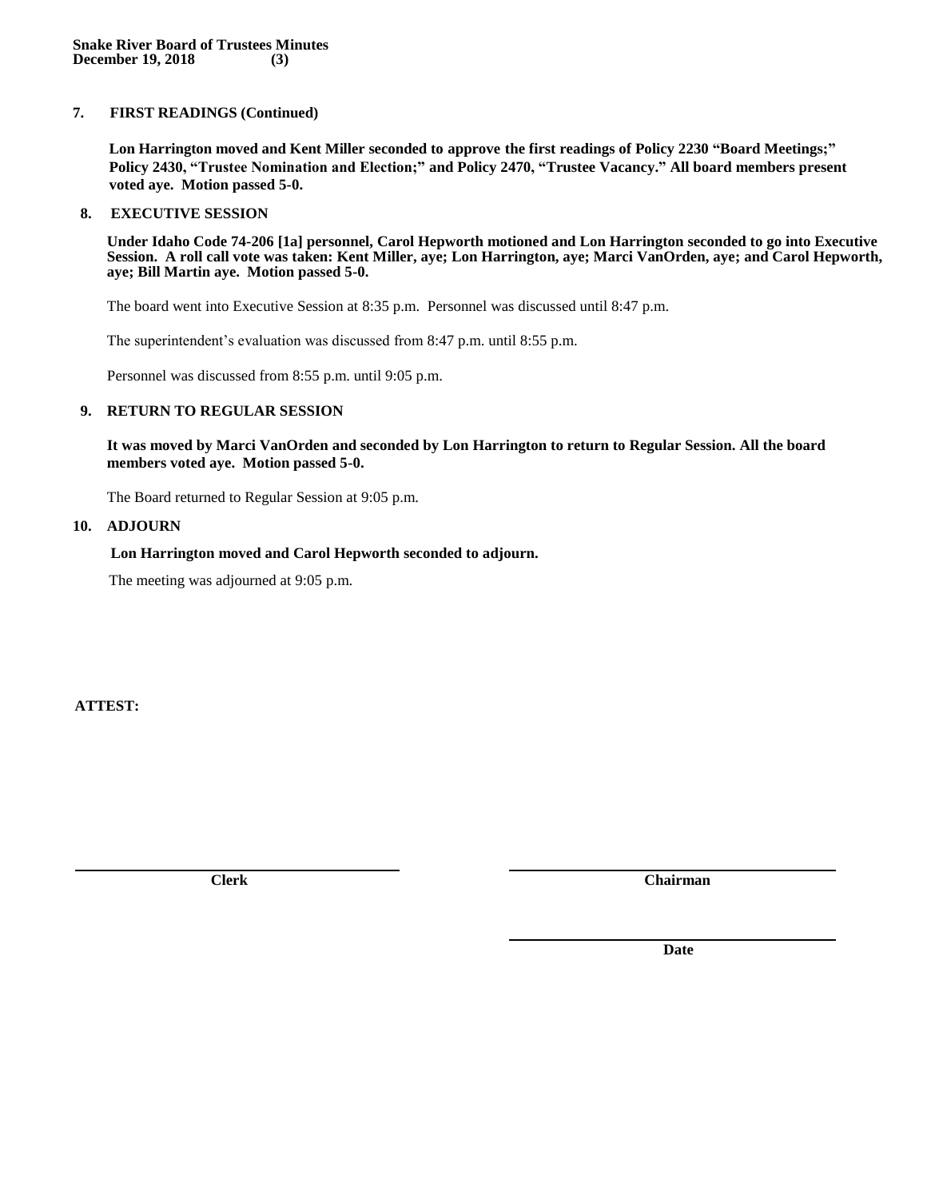**7. FIRST READINGS (Continued)**

**Lon Harrington moved and Kent Miller seconded to approve the first readings of Policy 2230 "Board Meetings;" Policy 2430, "Trustee Nomination and Election;" and Policy 2470, "Trustee Vacancy." All board members present voted aye. Motion passed 5-0.**

**8. EXECUTIVE SESSION**

**Under Idaho Code 74-206 [1a] personnel, Carol Hepworth motioned and Lon Harrington seconded to go into Executive Session. A roll call vote was taken: Kent Miller, aye; Lon Harrington, aye; Marci VanOrden, aye; and Carol Hepworth, aye; Bill Martin aye. Motion passed 5-0.**

The board went into Executive Session at 8:35 p.m. Personnel was discussed until 8:47 p.m.

The superintendent's evaluation was discussed from 8:47 p.m. until 8:55 p.m.

Personnel was discussed from 8:55 p.m. until 9:05 p.m.

**9. RETURN TO REGULAR SESSION**

**It was moved by Marci VanOrden and seconded by Lon Harrington to return to Regular Session. All the board members voted aye. Motion passed 5-0.**

The Board returned to Regular Session at 9:05 p.m.

**10. ADJOURN**

**Lon Harrington moved and Carol Hepworth seconded to adjourn.**

The meeting was adjourned at 9:05 p.m.

**ATTEST:**

______________________________ **Clerk**

______________________________ **Chairman**

______________________________ **Date**